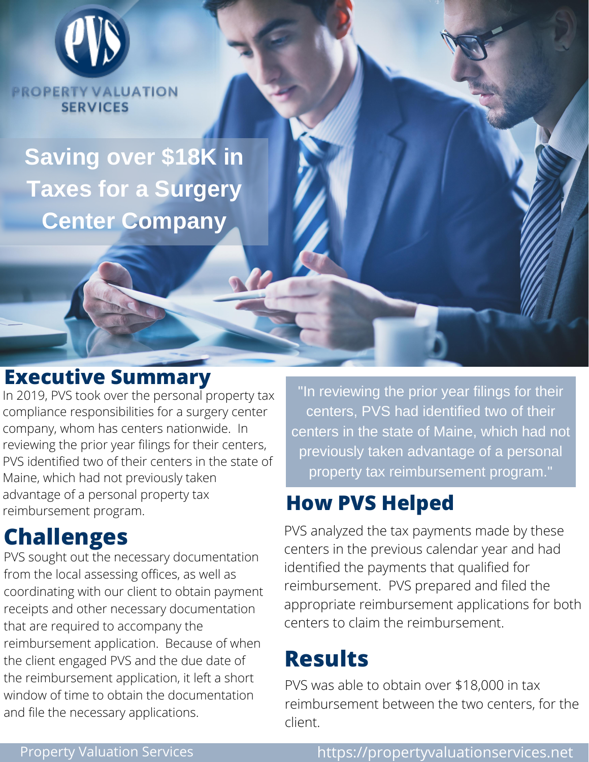PROPERTY VALUATION SERVICES

# Saving over $18K in Taxes for a Surgery Center Company

## Executive Summary

In 2019, PVS took over the personal property tax compliance responsibilities for a surgery center company, whom has centers nationwide. In reviewing the prior year filings for their centers, PVS identified two of their centers in the state of Maine, which had not previously taken advantage of a personal property tax reimbursement program.

> "In reviewing the prior year filings for their centers, PVS had identified two of their centers in the state of Maine, which had not previously taken advantage of a personal property tax reimbursement program."

## Challenges

PVS sought out the necessary documentation from the local assessing offices, as well as coordinating with our client to obtain payment receipts and other necessary documentation that are required to accompany the reimbursement application. Because of when the client engaged PVS and the due date of the reimbursement application, it left a short window of time to obtain the documentation and file the necessary applications.

## How PVS Helped

PVS analyzed the tax payments made by these centers in the previous calendar year and had identified the payments that qualified for reimbursement. PVS prepared and filed the appropriate reimbursement applications for both centers to claim the reimbursement.

## Results

PVS was able to obtain over $18,000 in tax reimbursement between the two centers, for the client.

Property Valuation Services https://propertyvaluationservices.net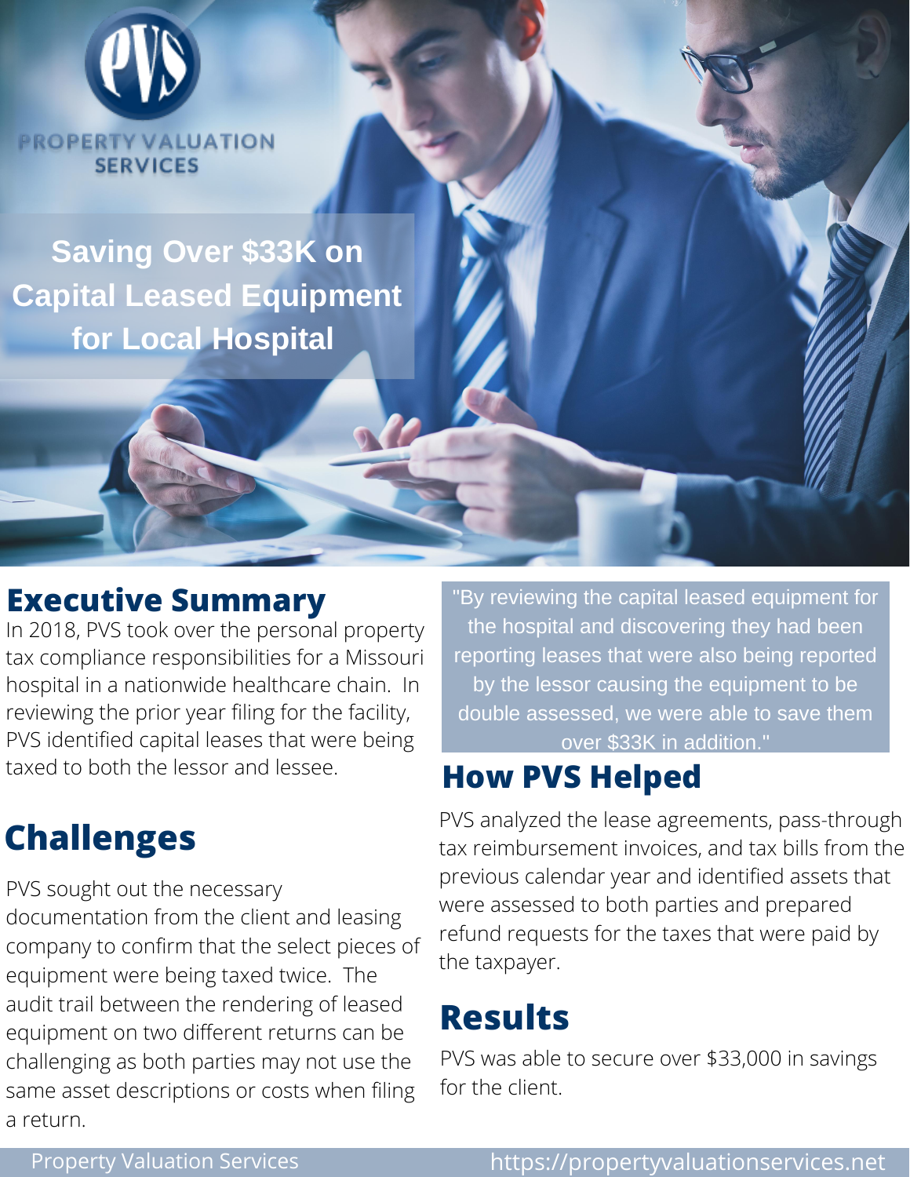PROPERTY VALUATION SERVICES

# Saving Over $33K on Capital Leased Equipment for Local Hospital

## Executive Summary

In 2018, PVS took over the personal property tax compliance responsibilities for a Missouri hospital in a nationwide healthcare chain. In reviewing the prior year filing for the facility, PVS identified capital leases that were being taxed to both the lessor and lessee.

## Challenges

PVS sought out the necessary documentation from the client and leasing company to confirm that the select pieces of equipment were being taxed twice. The audit trail between the rendering of leased equipment on two different returns can be challenging as both parties may not use the same asset descriptions or costs when filing a return.

"By reviewing the capital leased equipment for the hospital and discovering they had been reporting leases that were also being reported by the lessor causing the equipment to be double assessed, we were able to save them over $33K in addition."

## How PVS Helped

PVS analyzed the lease agreements, pass-through tax reimbursement invoices, and tax bills from the previous calendar year and identified assets that were assessed to both parties and prepared refund requests for the taxes that were paid by the taxpayer.

## Results

PVS was able to secure over $33,000 in savings for the client.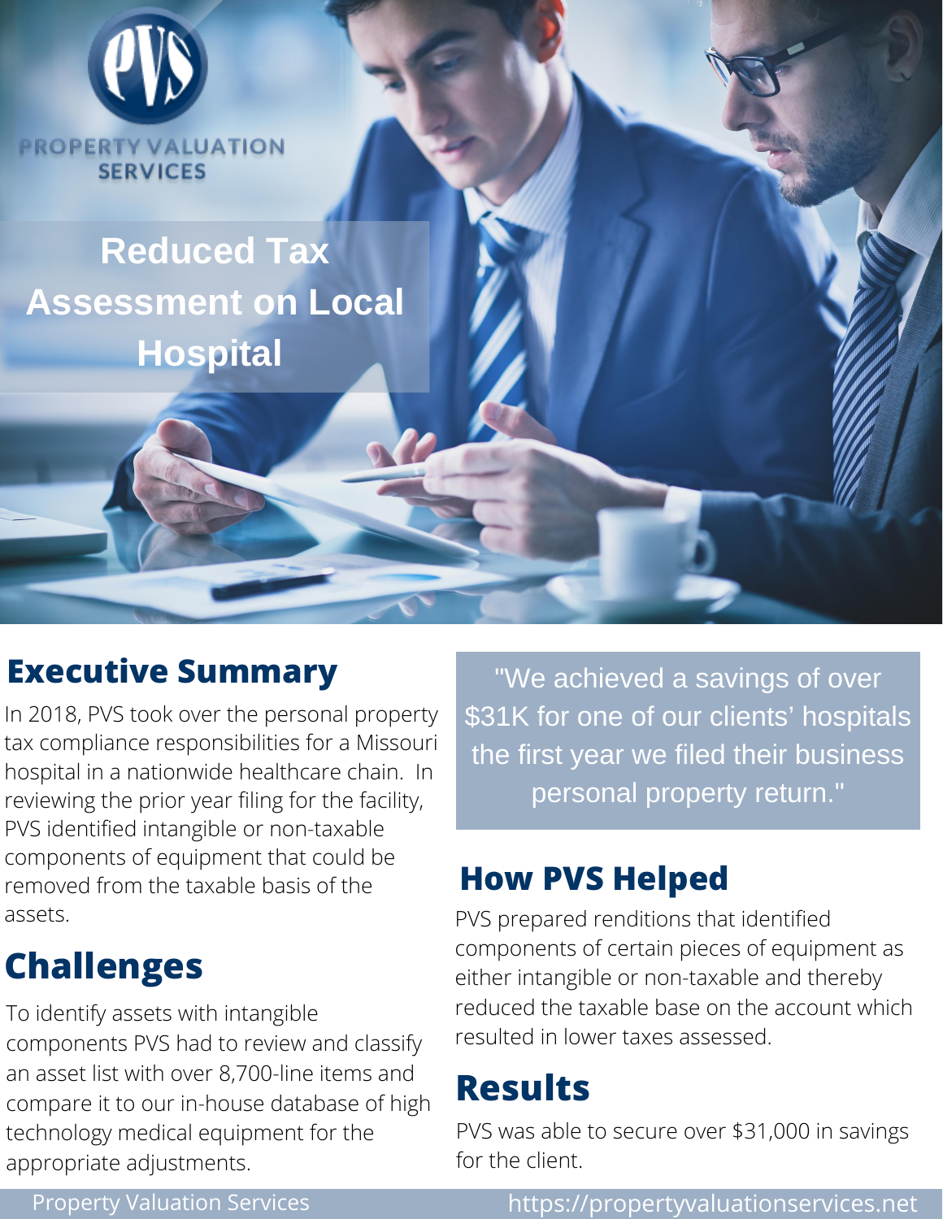PROPERTY VALUATION SERVICES

# Reduced Tax Assessment on Local Hospital

## Executive Summary

In 2018, PVS took over the personal property tax compliance responsibilities for a Missouri hospital in a nationwide healthcare chain. In reviewing the prior year filing for the facility, PVS identified intangible or non-taxable components of equipment that could be removed from the taxable basis of the assets.

## Challenges

To identify assets with intangible components PVS had to review and classify an asset list with over 8,700-line items and compare it to our in-house database of high technology medical equipment for the appropriate adjustments.

> "We achieved a savings of over $31K for one of our clients' hospitals the first year we filed their business personal property return."

## How PVS Helped

PVS prepared renditions that identified components of certain pieces of equipment as either intangible or non-taxable and thereby reduced the taxable base on the account which resulted in lower taxes assessed.

## Results

PVS was able to secure over $31,000 in savings for the client.

Property Valuation Services https://propertyvaluationservices.net